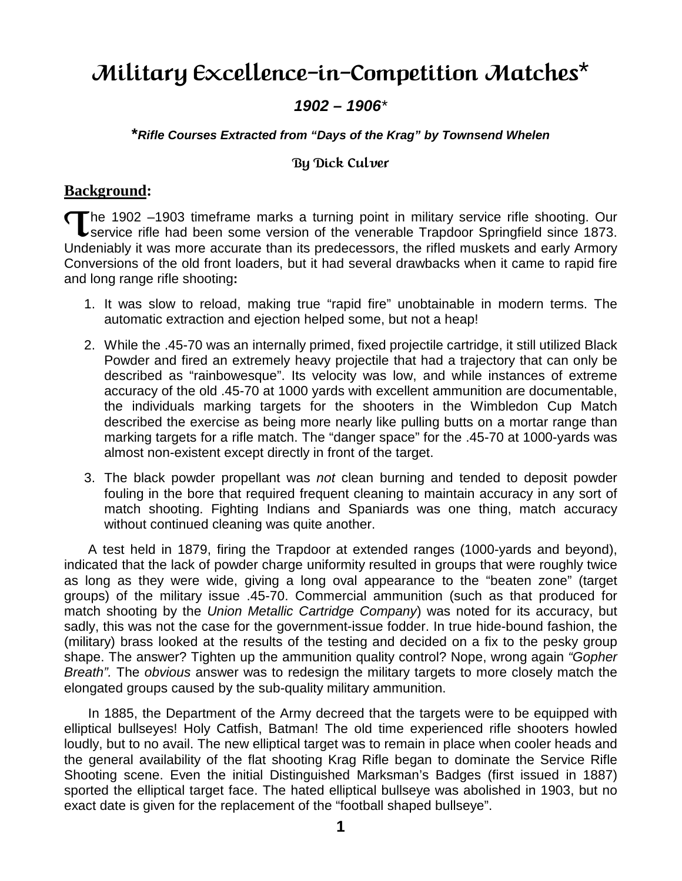# Military Excellence-in-Competition Matches*

### *1902 – 1906**

***\*Rifle Courses Extracted from "Days of the Krag" by Townsend Whelen***

By Dick Culver

## Background:

The 1902 –1903 timeframe marks a turning point in military service rifle shooting. Our service rifle had been some version of the venerable Trapdoor Springfield since 1873. Undeniably it was more accurate than its predecessors, the rifled muskets and early Armory Conversions of the old front loaders, but it had several drawbacks when it came to rapid fire and long range rifle shooting**:**

1. It was slow to reload, making true "rapid fire" unobtainable in modern terms. The automatic extraction and ejection helped some, but not a heap!
2. While the .45-70 was an internally primed, fixed projectile cartridge, it still utilized Black Powder and fired an extremely heavy projectile that had a trajectory that can only be described as "rainbowesque". Its velocity was low, and while instances of extreme accuracy of the old .45-70 at 1000 yards with excellent ammunition are documentable, the individuals marking targets for the shooters in the Wimbledon Cup Match described the exercise as being more nearly like pulling butts on a mortar range than marking targets for a rifle match. The "danger space" for the .45-70 at 1000-yards was almost non-existent except directly in front of the target.
3. The black powder propellant was *not* clean burning and tended to deposit powder fouling in the bore that required frequent cleaning to maintain accuracy in any sort of match shooting. Fighting Indians and Spaniards was one thing, match accuracy without continued cleaning was quite another.

A test held in 1879, firing the Trapdoor at extended ranges (1000-yards and beyond), indicated that the lack of powder charge uniformity resulted in groups that were roughly twice as long as they were wide, giving a long oval appearance to the "beaten zone" (target groups) of the military issue .45-70. Commercial ammunition (such as that produced for match shooting by the *Union Metallic Cartridge Company*) was noted for its accuracy, but sadly, this was not the case for the government-issue fodder. In true hide-bound fashion, the (military) brass looked at the results of the testing and decided on a fix to the pesky group shape. The answer? Tighten up the ammunition quality control? Nope, wrong again *"Gopher Breath".* The *obvious* answer was to redesign the military targets to more closely match the elongated groups caused by the sub-quality military ammunition.

In 1885, the Department of the Army decreed that the targets were to be equipped with elliptical bullseyes! Holy Catfish, Batman! The old time experienced rifle shooters howled loudly, but to no avail. The new elliptical target was to remain in place when cooler heads and the general availability of the flat shooting Krag Rifle began to dominate the Service Rifle Shooting scene. Even the initial Distinguished Marksman's Badges (first issued in 1887) sported the elliptical target face. The hated elliptical bullseye was abolished in 1903, but no exact date is given for the replacement of the "football shaped bullseye".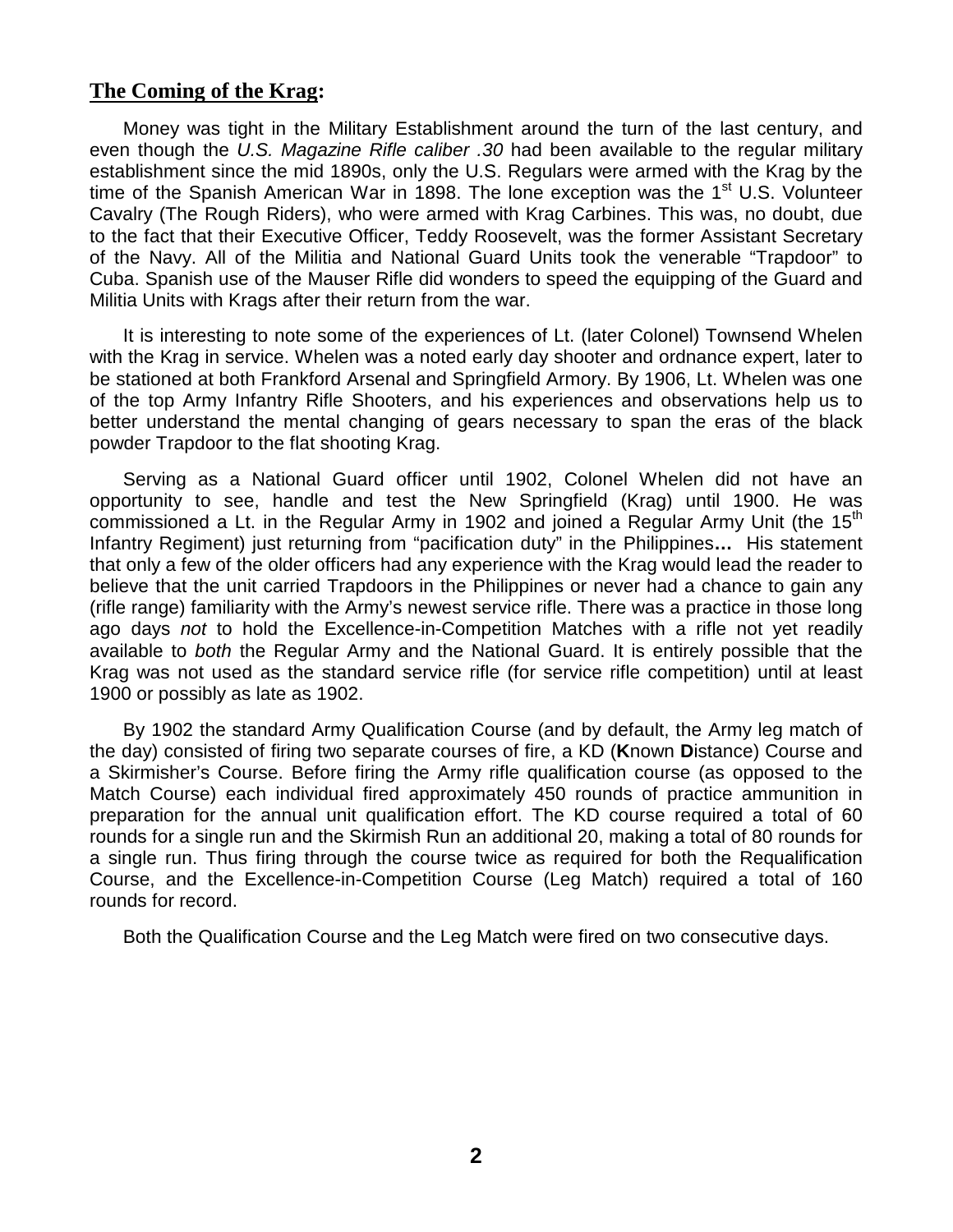## The Coming of the Krag:

Money was tight in the Military Establishment around the turn of the last century, and even though the *U.S. Magazine Rifle caliber .30* had been available to the regular military establishment since the mid 1890s, only the U.S. Regulars were armed with the Krag by the time of the Spanish American War in 1898. The lone exception was the 1st U.S. Volunteer Cavalry (The Rough Riders), who were armed with Krag Carbines. This was, no doubt, due to the fact that their Executive Officer, Teddy Roosevelt, was the former Assistant Secretary of the Navy. All of the Militia and National Guard Units took the venerable "Trapdoor" to Cuba. Spanish use of the Mauser Rifle did wonders to speed the equipping of the Guard and Militia Units with Krags after their return from the war.

It is interesting to note some of the experiences of Lt. (later Colonel) Townsend Whelen with the Krag in service. Whelen was a noted early day shooter and ordnance expert, later to be stationed at both Frankford Arsenal and Springfield Armory. By 1906, Lt. Whelen was one of the top Army Infantry Rifle Shooters, and his experiences and observations help us to better understand the mental changing of gears necessary to span the eras of the black powder Trapdoor to the flat shooting Krag.

Serving as a National Guard officer until 1902, Colonel Whelen did not have an opportunity to see, handle and test the New Springfield (Krag) until 1900. He was commissioned a Lt. in the Regular Army in 1902 and joined a Regular Army Unit (the 15th Infantry Regiment) just returning from "pacification duty" in the Philippines**…** His statement that only a few of the older officers had any experience with the Krag would lead the reader to believe that the unit carried Trapdoors in the Philippines or never had a chance to gain any (rifle range) familiarity with the Army's newest service rifle. There was a practice in those long ago days *not* to hold the Excellence-in-Competition Matches with a rifle not yet readily available to *both* the Regular Army and the National Guard. It is entirely possible that the Krag was not used as the standard service rifle (for service rifle competition) until at least 1900 or possibly as late as 1902.

By 1902 the standard Army Qualification Course (and by default, the Army leg match of the day) consisted of firing two separate courses of fire, a KD (**K**nown **D**istance) Course and a Skirmisher's Course. Before firing the Army rifle qualification course (as opposed to the Match Course) each individual fired approximately 450 rounds of practice ammunition in preparation for the annual unit qualification effort. The KD course required a total of 60 rounds for a single run and the Skirmish Run an additional 20, making a total of 80 rounds for a single run. Thus firing through the course twice as required for both the Requalification Course, and the Excellence-in-Competition Course (Leg Match) required a total of 160 rounds for record.

Both the Qualification Course and the Leg Match were fired on two consecutive days.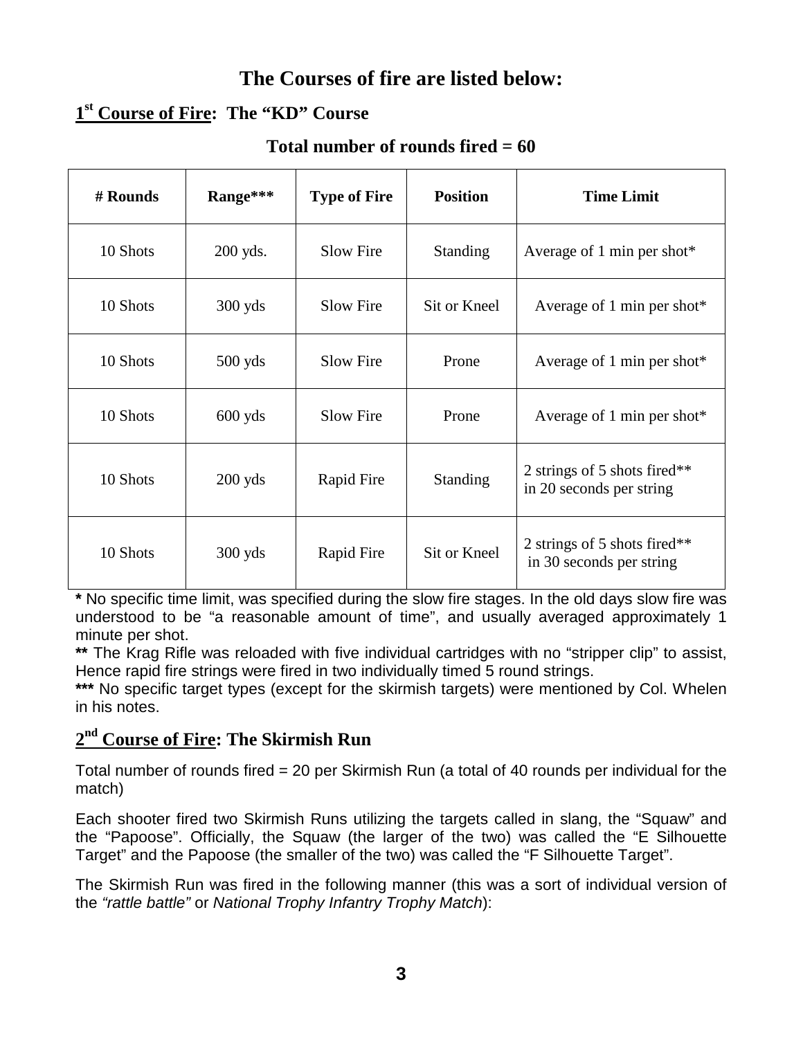## The Courses of fire are listed below:

### 1st Course of Fire: The "KD" Course

**Total number of rounds fired = 60**

| # Rounds | Range*** | Type of Fire | Position | Time Limit |
|---|---|---|---|---|
| 10 Shots | 200 yds. | Slow Fire | Standing | Average of 1 min per shot* |
| 10 Shots | 300 yds | Slow Fire | Sit or Kneel | Average of 1 min per shot* |
| 10 Shots | 500 yds | Slow Fire | Prone | Average of 1 min per shot* |
| 10 Shots | 600 yds | Slow Fire | Prone | Average of 1 min per shot* |
| 10 Shots | 200 yds | Rapid Fire | Standing | 2 strings of 5 shots fired** in 20 seconds per string |
| 10 Shots | 300 yds | Rapid Fire | Sit or Kneel | 2 strings of 5 shots fired** in 30 seconds per string |

**\*** No specific time limit, was specified during the slow fire stages. In the old days slow fire was understood to be "a reasonable amount of time", and usually averaged approximately 1 minute per shot.

**\*\*** The Krag Rifle was reloaded with five individual cartridges with no "stripper clip" to assist, Hence rapid fire strings were fired in two individually timed 5 round strings.

**\*\*\*** No specific target types (except for the skirmish targets) were mentioned by Col. Whelen in his notes.

### 2nd Course of Fire: The Skirmish Run

Total number of rounds fired = 20 per Skirmish Run (a total of 40 rounds per individual for the match)

Each shooter fired two Skirmish Runs utilizing the targets called in slang, the "Squaw" and the "Papoose". Officially, the Squaw (the larger of the two) was called the "E Silhouette Target" and the Papoose (the smaller of the two) was called the "F Silhouette Target".

The Skirmish Run was fired in the following manner (this was a sort of individual version of the *"rattle battle"* or *National Trophy Infantry Trophy Match*):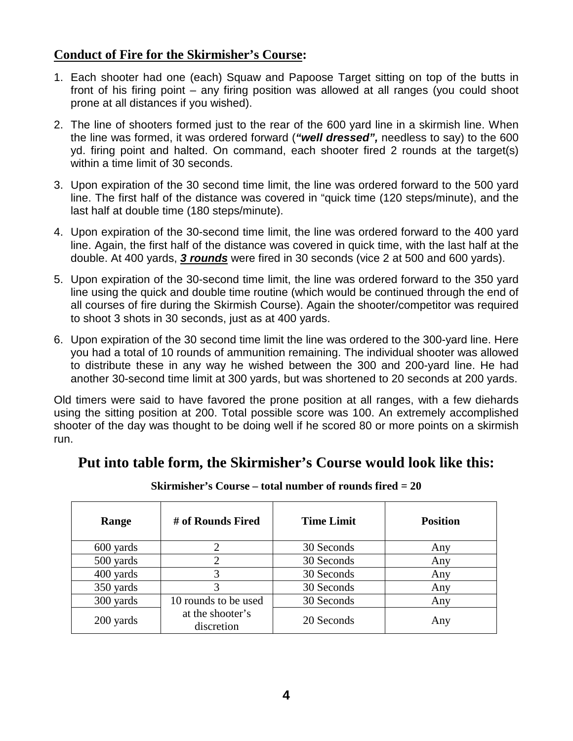**Conduct of Fire for the Skirmisher's Course:**

1. Each shooter had one (each) Squaw and Papoose Target sitting on top of the butts in front of his firing point – any firing position was allowed at all ranges (you could shoot prone at all distances if you wished).
2. The line of shooters formed just to the rear of the 600 yard line in a skirmish line. When the line was formed, it was ordered forward (***"well dressed",*** needless to say) to the 600 yd. firing point and halted. On command, each shooter fired 2 rounds at the target(s) within a time limit of 30 seconds.
3. Upon expiration of the 30 second time limit, the line was ordered forward to the 500 yard line. The first half of the distance was covered in "quick time (120 steps/minute), and the last half at double time (180 steps/minute).
4. Upon expiration of the 30-second time limit, the line was ordered forward to the 400 yard line. Again, the first half of the distance was covered in quick time, with the last half at the double. At 400 yards, ***3 rounds*** were fired in 30 seconds (vice 2 at 500 and 600 yards).
5. Upon expiration of the 30-second time limit, the line was ordered forward to the 350 yard line using the quick and double time routine (which would be continued through the end of all courses of fire during the Skirmish Course). Again the shooter/competitor was required to shoot 3 shots in 30 seconds, just as at 400 yards.
6. Upon expiration of the 30 second time limit the line was ordered to the 300-yard line. Here you had a total of 10 rounds of ammunition remaining. The individual shooter was allowed to distribute these in any way he wished between the 300 and 200-yard line. He had another 30-second time limit at 300 yards, but was shortened to 20 seconds at 200 yards.

Old timers were said to have favored the prone position at all ranges, with a few diehards using the sitting position at 200. Total possible score was 100. An extremely accomplished shooter of the day was thought to be doing well if he scored 80 or more points on a skirmish run.

## Put into table form, the Skirmisher's Course would look like this:

**Skirmisher's Course – total number of rounds fired = 20**

| Range | # of Rounds Fired | Time Limit | Position |
|---|---|---|---|
| 600 yards | 2 | 30 Seconds | Any |
| 500 yards | 2 | 30 Seconds | Any |
| 400 yards | 3 | 30 Seconds | Any |
| 350 yards | 3 | 30 Seconds | Any |
| 300 yards | 10 rounds to be used at the shooter's discretion | 30 Seconds | Any |
| 200 yards | | 20 Seconds | Any |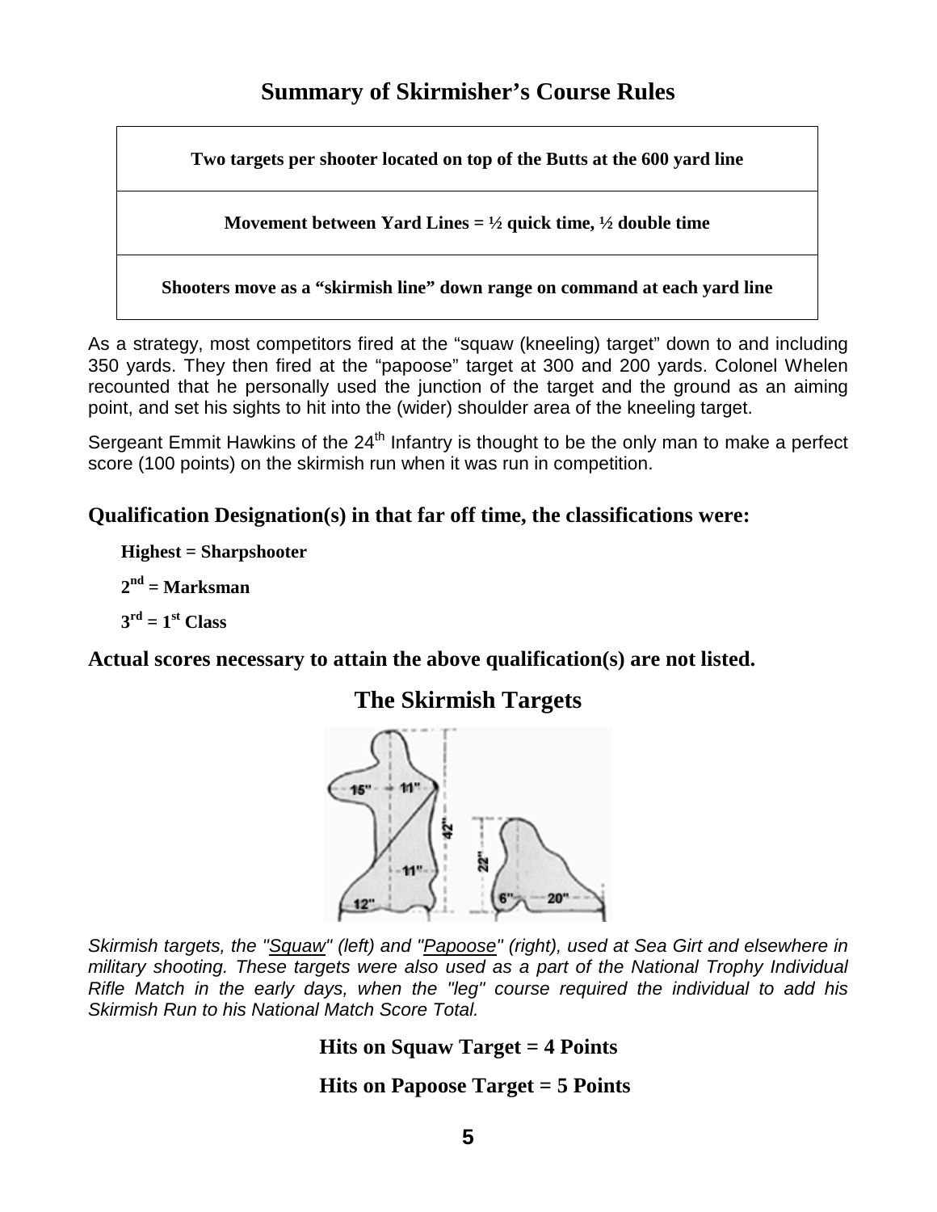## Summary of Skirmisher's Course Rules

| Two targets per shooter located on top of the Butts at the 600 yard line |
| --- |
| Movement between Yard Lines = ½ quick time, ½ double time |
| Shooters move as a "skirmish line" down range on command at each yard line |

As a strategy, most competitors fired at the "squaw (kneeling) target" down to and including 350 yards. They then fired at the "papoose" target at 300 and 200 yards. Colonel Whelen recounted that he personally used the junction of the target and the ground as an aiming point, and set his sights to hit into the (wider) shoulder area of the kneeling target.

Sergeant Emmit Hawkins of the 24th Infantry is thought to be the only man to make a perfect score (100 points) on the skirmish run when it was run in competition.

### Qualification Designation(s) in that far off time, the classifications were:

**Highest = Sharpshooter**

**2nd = Marksman**

**3rd = 1st Class**

**Actual scores necessary to attain the above qualification(s) are not listed.**

## The Skirmish Targets

*Skirmish targets, the "Squaw" (left) and "Papoose" (right), used at Sea Girt and elsewhere in military shooting. These targets were also used as a part of the National Trophy Individual Rifle Match in the early days, when the "leg" course required the individual to add his Skirmish Run to his National Match Score Total.*

**Hits on Squaw Target = 4 Points**

**Hits on Papoose Target = 5 Points**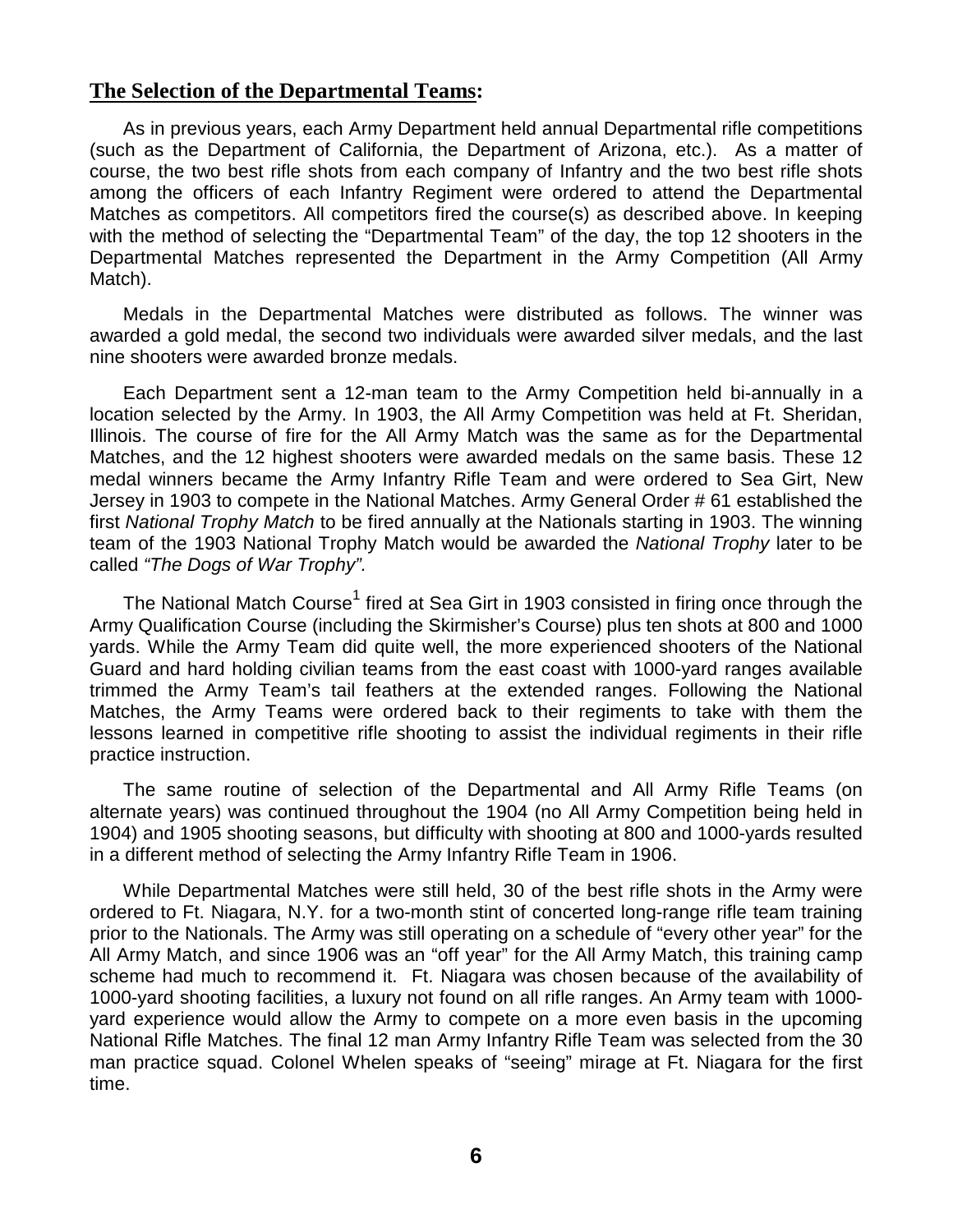## **The Selection of the Departmental Teams:**

As in previous years, each Army Department held annual Departmental rifle competitions (such as the Department of California, the Department of Arizona, etc.). As a matter of course, the two best rifle shots from each company of Infantry and the two best rifle shots among the officers of each Infantry Regiment were ordered to attend the Departmental Matches as competitors. All competitors fired the course(s) as described above. In keeping with the method of selecting the "Departmental Team" of the day, the top 12 shooters in the Departmental Matches represented the Department in the Army Competition (All Army Match).

Medals in the Departmental Matches were distributed as follows. The winner was awarded a gold medal, the second two individuals were awarded silver medals, and the last nine shooters were awarded bronze medals.

Each Department sent a 12-man team to the Army Competition held bi-annually in a location selected by the Army. In 1903, the All Army Competition was held at Ft. Sheridan, Illinois. The course of fire for the All Army Match was the same as for the Departmental Matches, and the 12 highest shooters were awarded medals on the same basis. These 12 medal winners became the Army Infantry Rifle Team and were ordered to Sea Girt, New Jersey in 1903 to compete in the National Matches. Army General Order # 61 established the first *National Trophy Match* to be fired annually at the Nationals starting in 1903. The winning team of the 1903 National Trophy Match would be awarded the *National Trophy* later to be called *"The Dogs of War Trophy".*

The National Match Course[1] fired at Sea Girt in 1903 consisted in firing once through the Army Qualification Course (including the Skirmisher's Course) plus ten shots at 800 and 1000 yards. While the Army Team did quite well, the more experienced shooters of the National Guard and hard holding civilian teams from the east coast with 1000-yard ranges available trimmed the Army Team's tail feathers at the extended ranges. Following the National Matches, the Army Teams were ordered back to their regiments to take with them the lessons learned in competitive rifle shooting to assist the individual regiments in their rifle practice instruction.

The same routine of selection of the Departmental and All Army Rifle Teams (on alternate years) was continued throughout the 1904 (no All Army Competition being held in 1904) and 1905 shooting seasons, but difficulty with shooting at 800 and 1000-yards resulted in a different method of selecting the Army Infantry Rifle Team in 1906.

While Departmental Matches were still held, 30 of the best rifle shots in the Army were ordered to Ft. Niagara, N.Y. for a two-month stint of concerted long-range rifle team training prior to the Nationals. The Army was still operating on a schedule of "every other year" for the All Army Match, and since 1906 was an "off year" for the All Army Match, this training camp scheme had much to recommend it. Ft. Niagara was chosen because of the availability of 1000-yard shooting facilities, a luxury not found on all rifle ranges. An Army team with 1000-yard experience would allow the Army to compete on a more even basis in the upcoming National Rifle Matches. The final 12 man Army Infantry Rifle Team was selected from the 30 man practice squad. Colonel Whelen speaks of "seeing" mirage at Ft. Niagara for the first time.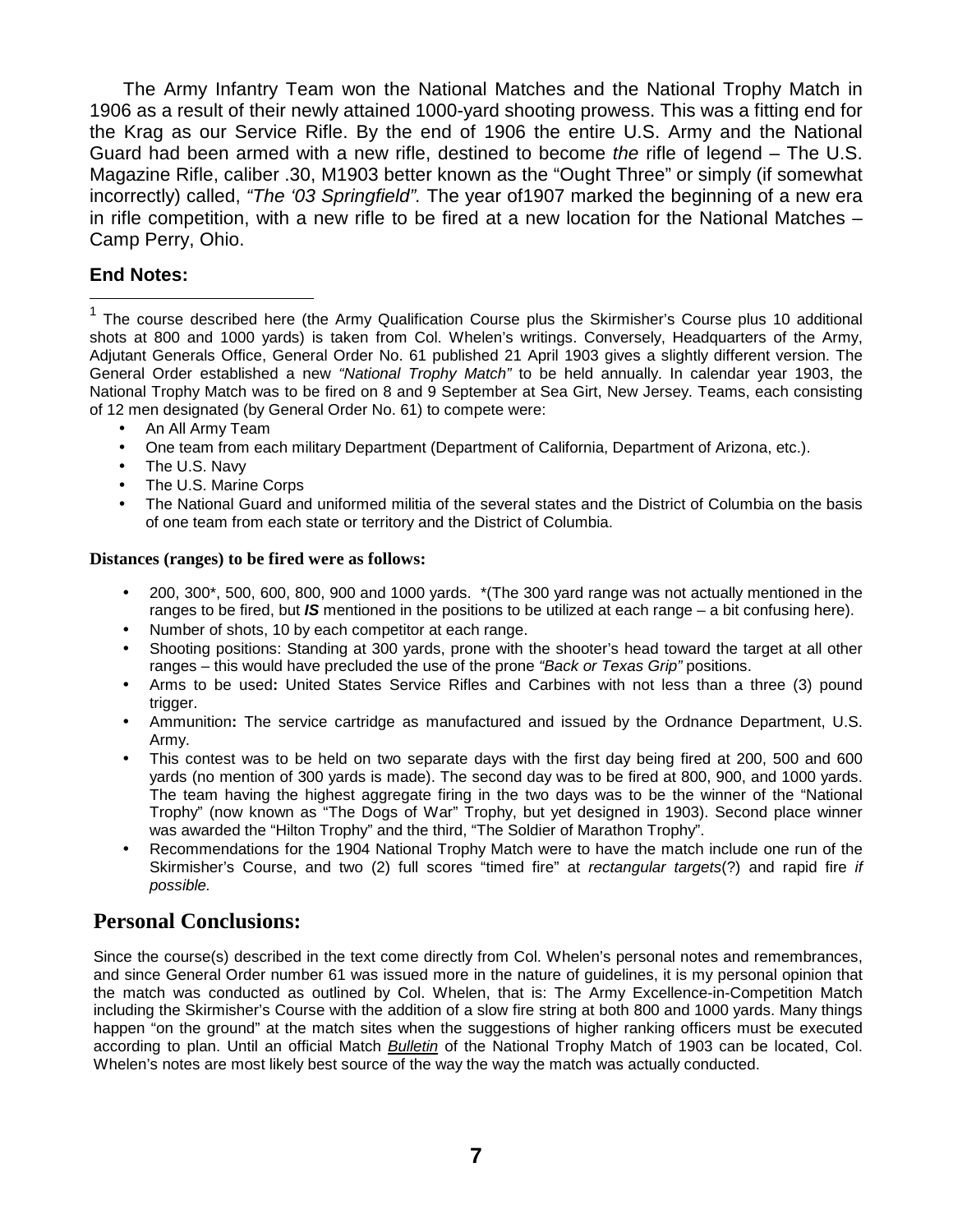The Army Infantry Team won the National Matches and the National Trophy Match in 1906 as a result of their newly attained 1000-yard shooting prowess. This was a fitting end for the Krag as our Service Rifle. By the end of 1906 the entire U.S. Army and the National Guard had been armed with a new rifle, destined to become *the* rifle of legend – The U.S. Magazine Rifle, caliber .30, M1903 better known as the "Ought Three" or simply (if somewhat incorrectly) called, *"The '03 Springfield".* The year of1907 marked the beginning of a new era in rifle competition, with a new rifle to be fired at a new location for the National Matches – Camp Perry, Ohio.

**End Notes:**

[1] The course described here (the Army Qualification Course plus the Skirmisher's Course plus 10 additional shots at 800 and 1000 yards) is taken from Col. Whelen's writings. Conversely, Headquarters of the Army, Adjutant Generals Office, General Order No. 61 published 21 April 1903 gives a slightly different version. The General Order established a new *"National Trophy Match"* to be held annually. In calendar year 1903, the National Trophy Match was to be fired on 8 and 9 September at Sea Girt, New Jersey. Teams, each consisting of 12 men designated (by General Order No. 61) to compete were:

- An All Army Team
- One team from each military Department (Department of California, Department of Arizona, etc.).
- The U.S. Navy
- The U.S. Marine Corps
- The National Guard and uniformed militia of the several states and the District of Columbia on the basis of one team from each state or territory and the District of Columbia.

**Distances (ranges) to be fired were as follows:**

- 200, 300*, 500, 600, 800, 900 and 1000 yards. *(The 300 yard range was not actually mentioned in the ranges to be fired, but ***IS*** mentioned in the positions to be utilized at each range – a bit confusing here).
- Number of shots, 10 by each competitor at each range.
- Shooting positions: Standing at 300 yards, prone with the shooter's head toward the target at all other ranges – this would have precluded the use of the prone *"Back or Texas Grip"* positions.
- Arms to be used**:** United States Service Rifles and Carbines with not less than a three (3) pound trigger.
- Ammunition**:** The service cartridge as manufactured and issued by the Ordnance Department, U.S. Army.
- This contest was to be held on two separate days with the first day being fired at 200, 500 and 600 yards (no mention of 300 yards is made). The second day was to be fired at 800, 900, and 1000 yards. The team having the highest aggregate firing in the two days was to be the winner of the "National Trophy" (now known as "The Dogs of War" Trophy, but yet designed in 1903). Second place winner was awarded the "Hilton Trophy" and the third, "The Soldier of Marathon Trophy".
- Recommendations for the 1904 National Trophy Match were to have the match include one run of the Skirmisher's Course, and two (2) full scores "timed fire" at *rectangular targets*(?) and rapid fire *if possible.*

## Personal Conclusions:

Since the course(s) described in the text come directly from Col. Whelen's personal notes and remembrances, and since General Order number 61 was issued more in the nature of guidelines, it is my personal opinion that the match was conducted as outlined by Col. Whelen, that is: The Army Excellence-in-Competition Match including the Skirmisher's Course with the addition of a slow fire string at both 800 and 1000 yards. Many things happen "on the ground" at the match sites when the suggestions of higher ranking officers must be executed according to plan. Until an official Match *Bulletin* of the National Trophy Match of 1903 can be located, Col. Whelen's notes are most likely best source of the way the way the match was actually conducted.